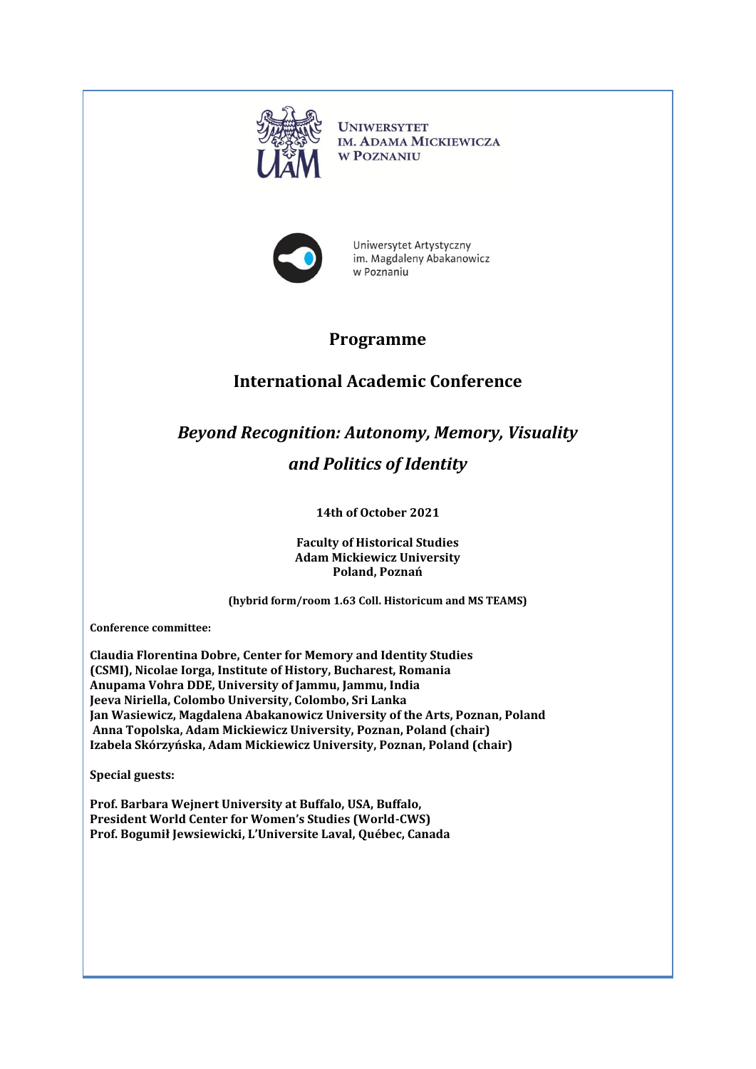UNIWERSYTET
IM. ADAMA MICKIEWICZA
W POZNANIU

Uniwersytet Artystyczny
im. Magdaleny Abakanowicz
w Poznaniu

# Programme

## International Academic Conference

## *Beyond Recognition: Autonomy, Memory, Visuality and Politics of Identity*

**14th of October 2021**

**Faculty of Historical Studies**
**Adam Mickiewicz University**
**Poland, Poznań**

**(hybrid form/room 1.63 Coll. Historicum and MS TEAMS)**

**Conference committee:**

**Claudia Florentina Dobre, Center for Memory and Identity Studies (CSMI), Nicolae Iorga, Institute of History, Bucharest, Romania**
**Anupama Vohra DDE, University of Jammu, Jammu, India**
**Jeeva Niriella, Colombo University, Colombo, Sri Lanka**
**Jan Wasiewicz, Magdalena Abakanowicz University of the Arts, Poznan, Poland**
**Anna Topolska, Adam Mickiewicz University, Poznan, Poland (chair)**
**Izabela Skórzyńska, Adam Mickiewicz University, Poznan, Poland (chair)**

**Special guests:**

**Prof. Barbara Wejnert University at Buffalo, USA, Buffalo,**
**President World Center for Women's Studies (World-CWS)**
**Prof. Bogumił Jewsiewicki, L'Universite Laval, Québec, Canada**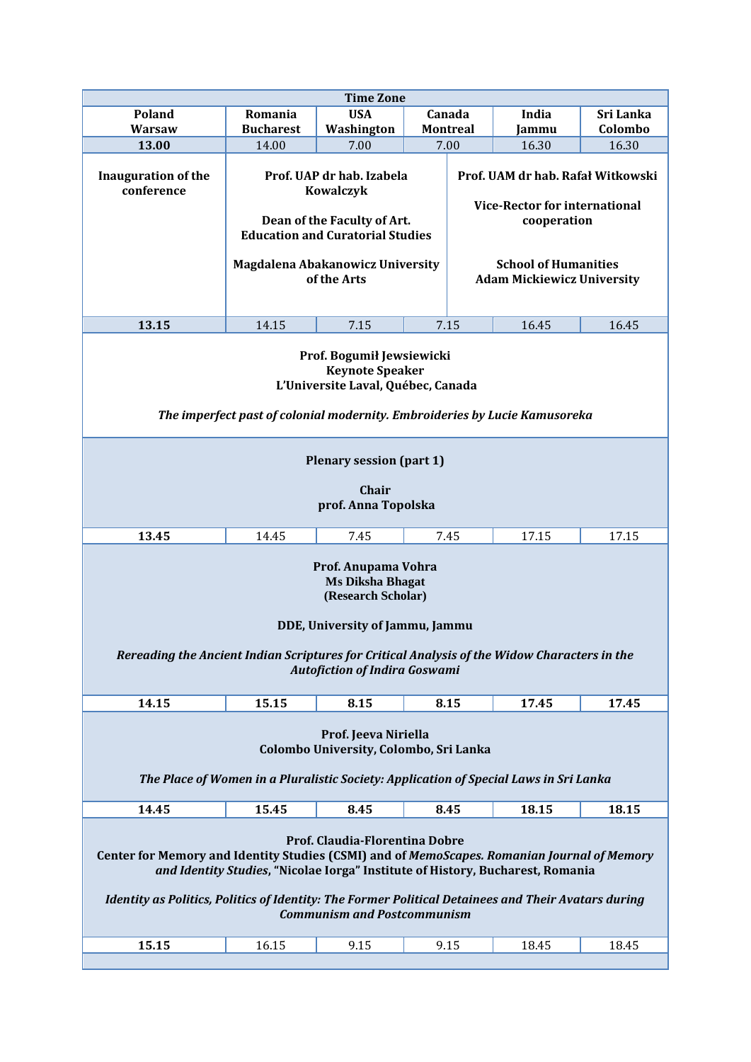| Time Zone | | | | | |
|---|---|---|---|---|---|
| **Poland Warsaw** | **Romania Bucharest** | **USA Washington** | **Canada Montreal** | **India Jammu** | **Sri Lanka Colombo** |
| **13.00** | 14.00 | 7.00 | 7.00 | 16.30 | 16.30 |
| **Inauguration of the conference** | **Prof. UAP dr hab. Izabela Kowalczyk**<br><br>**Dean of the Faculty of Art. Education and Curatorial Studies**<br><br>**Magdalena Abakanowicz University of the Arts** | | **Prof. UAM dr hab. Rafał Witkowski**<br><br>**Vice-Rector for international cooperation**<br><br>**School of Humanities**<br>**Adam Mickiewicz University** | | |
| **13.15** | 14.15 | 7.15 | 7.15 | 16.45 | 16.45 |
| **Prof. Bogumił Jewsiewicki**<br>**Keynote Speaker**<br>**L'Universite Laval, Québec, Canada**<br><br>***The imperfect past of colonial modernity. Embroideries by Lucie Kamusoreka*** | | | | | |
| **Plenary session (part 1)**<br><br>**Chair**<br>**prof. Anna Topolska** | | | | | |
| **13.45** | 14.45 | 7.45 | 7.45 | 17.15 | 17.15 |
| **Prof. Anupama Vohra**<br>**Ms Diksha Bhagat**<br>**(Research Scholar)**<br><br>**DDE, University of Jammu, Jammu**<br><br>***Rereading the Ancient Indian Scriptures for Critical Analysis of the Widow Characters in the Autofiction of Indira Goswami*** | | | | | |
| **14.15** | **15.15** | **8.15** | **8.15** | **17.45** | **17.45** |
| **Prof. Jeeva Niriella**<br>**Colombo University, Colombo, Sri Lanka**<br><br>***The Place of Women in a Pluralistic Society: Application of Special Laws in Sri Lanka*** | | | | | |
| **14.45** | **15.45** | **8.45** | **8.45** | **18.15** | **18.15** |
| **Prof. Claudia-Florentina Dobre**<br>**Center for Memory and Identity Studies (CSMI) and of *MemoScapes. Romanian Journal of Memory and Identity Studies*, "Nicolae Iorga" Institute of History, Bucharest, Romania**<br><br>***Identity as Politics, Politics of Identity: The Former Political Detainees and Their Avatars during Communism and Postcommunism*** | | | | | |
| **15.15** | 16.15 | 9.15 | 9.15 | 18.45 | 18.45 |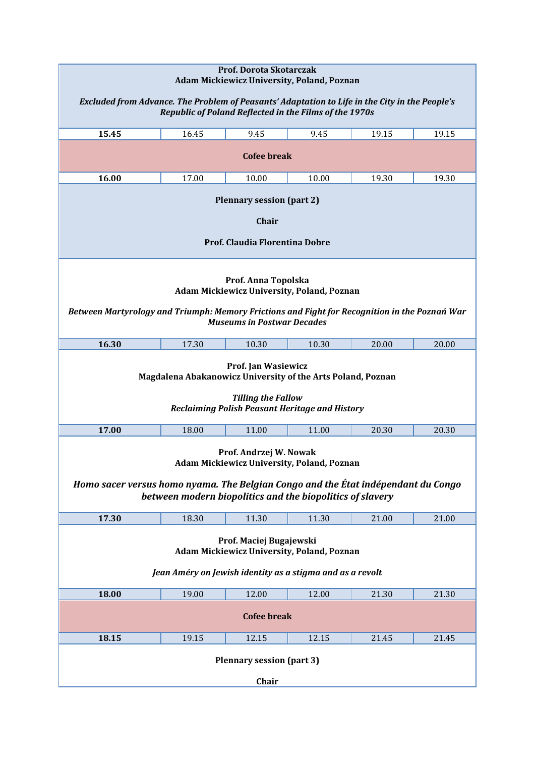| | | | | | |
|---|---|---|---|---|---|
| **Prof. Dorota Skotarczak**<br>**Adam Mickiewicz University, Poland, Poznan**<br><br>***Excluded from Advance. The Problem of Peasants' Adaptation to Life in the City in the People's Republic of Poland Reflected in the Films of the 1970s*** | | | | | |
| **15.45** | 16.45 | 9.45 | 9.45 | 19.15 | 19.15 |
| **Cofee break** | | | | | |
| **16.00** | 17.00 | 10.00 | 10.00 | 19.30 | 19.30 |
| **Plennary session (part 2)**<br><br>**Chair**<br><br>**Prof. Claudia Florentina Dobre** | | | | | |
| **Prof. Anna Topolska**<br>**Adam Mickiewicz University, Poland, Poznan**<br><br>***Between Martyrology and Triumph: Memory Frictions and Fight for Recognition in the Poznań War Museums in Postwar Decades*** | | | | | |
| **16.30** | 17.30 | 10.30 | 10.30 | 20.00 | 20.00 |
| **Prof. Jan Wasiewicz**<br>**Magdalena Abakanowicz University of the Arts Poland, Poznan**<br><br>***Tilling the Fallow***<br>***Reclaiming Polish Peasant Heritage and History*** | | | | | |
| **17.00** | 18.00 | 11.00 | 11.00 | 20.30 | 20.30 |
| **Prof. Andrzej W. Nowak**<br>**Adam Mickiewicz University, Poland, Poznan**<br><br>***Homo sacer versus homo nyama. The Belgian Congo and the État indépendant du Congo between modern biopolitics and the biopolitics of slavery*** | | | | | |
| **17.30** | 18.30 | 11.30 | 11.30 | 21.00 | 21.00 |
| **Prof. Maciej Bugajewski**<br>**Adam Mickiewicz University, Poland, Poznan**<br><br>***Jean Améry on Jewish identity as a stigma and as a revolt*** | | | | | |
| **18.00** | 19.00 | 12.00 | 12.00 | 21.30 | 21.30 |
| **Cofee break** | | | | | |
| **18.15** | 19.15 | 12.15 | 12.15 | 21.45 | 21.45 |
| **Plennary session (part 3)**<br><br>**Chair** | | | | | |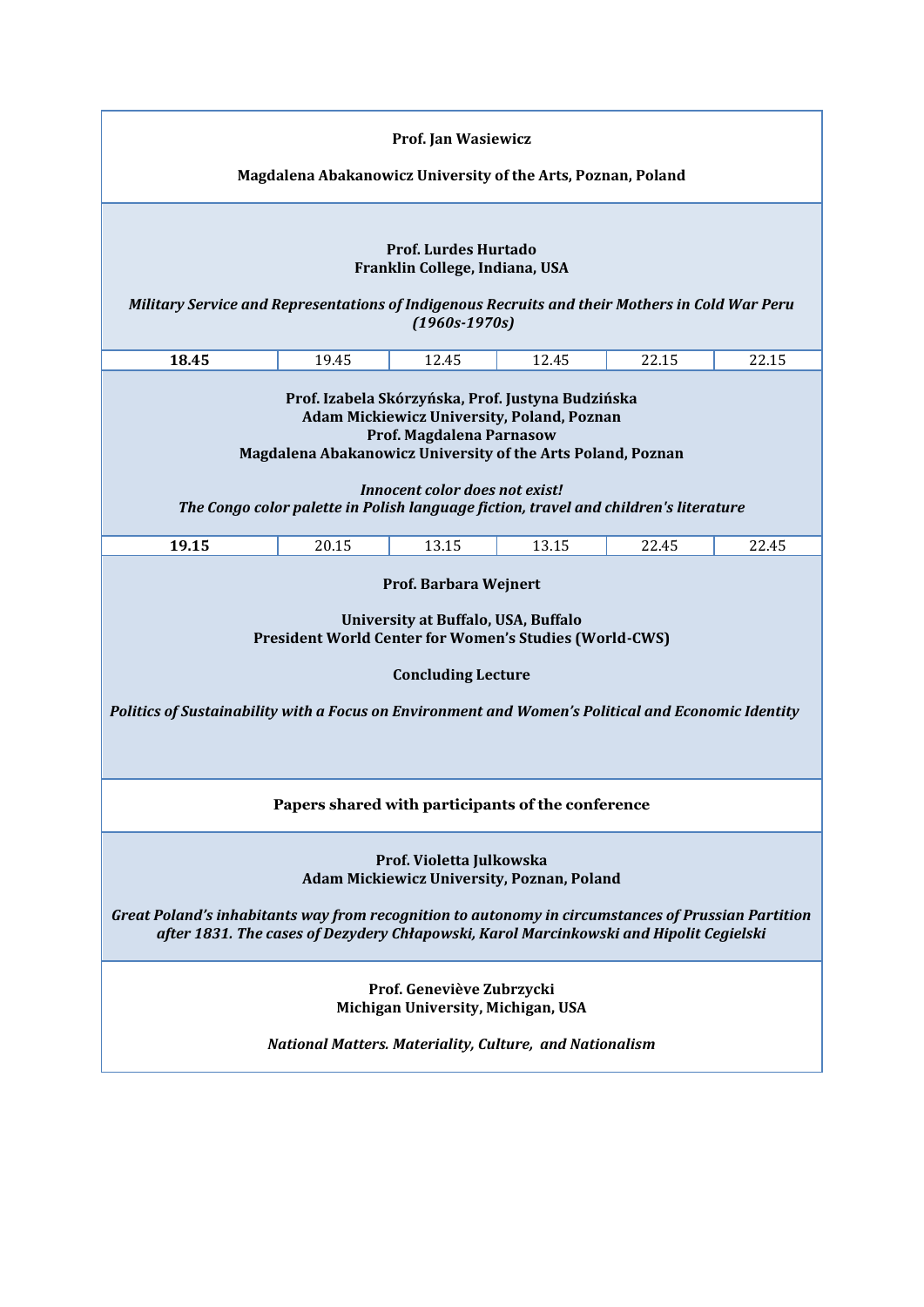**Prof. Jan Wasiewicz**

**Magdalena Abakanowicz University of the Arts, Poznan, Poland**

**Prof. Lurdes Hurtado**
**Franklin College, Indiana, USA**

***Military Service and Representations of Indigenous Recruits and their Mothers in Cold War Peru (1960s-1970s)***

| | | | | | |
|---|---|---|---|---|---|
| **18.45** | 19.45 | 12.45 | 12.45 | 22.15 | 22.15 |

**Prof. Izabela Skórzyńska, Prof. Justyna Budzińska**
**Adam Mickiewicz University, Poland, Poznan**
**Prof. Magdalena Parnasow**
**Magdalena Abakanowicz University of the Arts Poland, Poznan**

***Innocent color does not exist!***
***The Congo color palette in Polish language fiction, travel and children's literature***

| | | | | | |
|---|---|---|---|---|---|
| **19.15** | 20.15 | 13.15 | 13.15 | 22.45 | 22.45 |

**Prof. Barbara Wejnert**

**University at Buffalo, USA, Buffalo**
**President World Center for Women's Studies (World-CWS)**

**Concluding Lecture**

***Politics of Sustainability with a Focus on Environment and Women's Political and Economic Identity***

**Papers shared with participants of the conference**

**Prof. Violetta Julkowska**
**Adam Mickiewicz University, Poznan, Poland**

***Great Poland's inhabitants way from recognition to autonomy in circumstances of Prussian Partition after 1831. The cases of Dezydery Chłapowski, Karol Marcinkowski and Hipolit Cegielski***

**Prof. Geneviève Zubrzycki**
**Michigan University, Michigan, USA**

***National Matters. Materiality, Culture, and Nationalism***